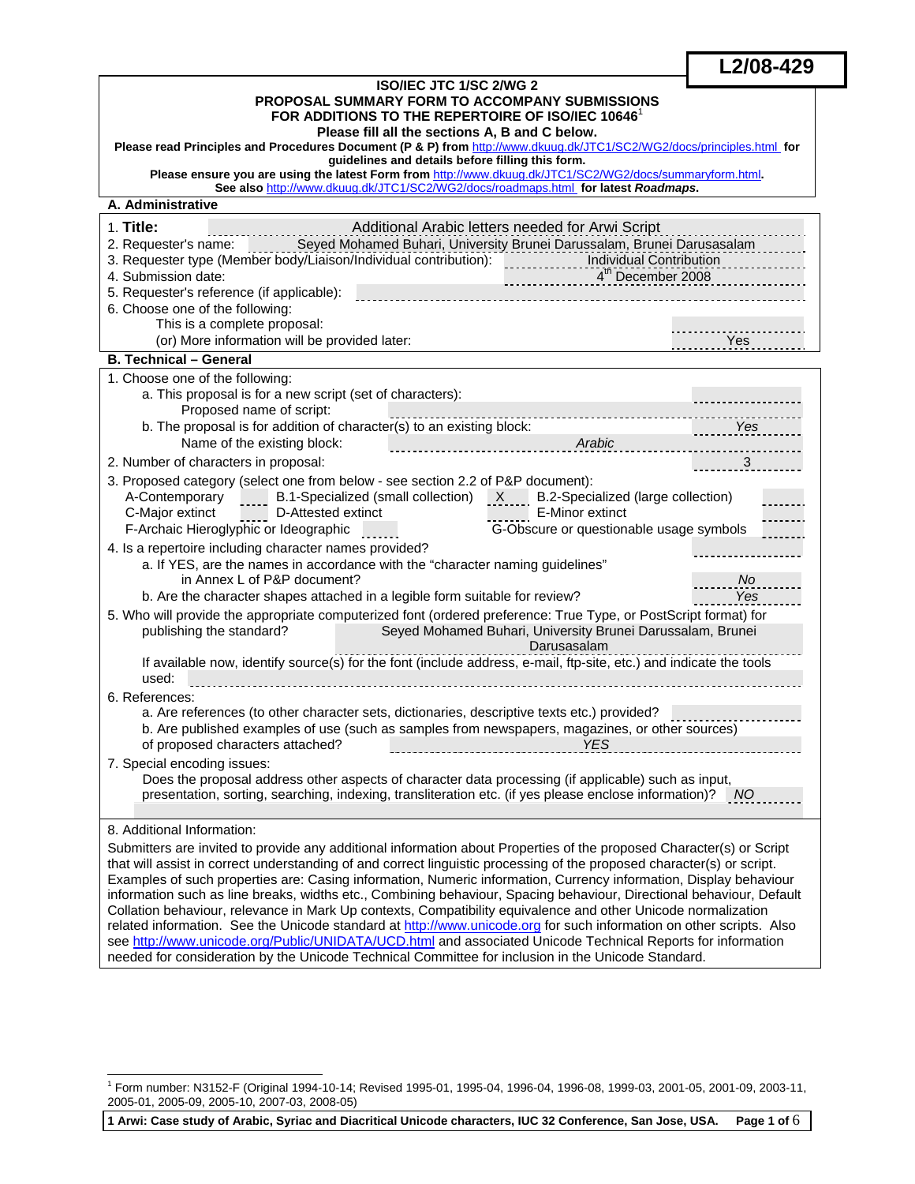**L2/08-429**

**ISO/IEC JTC 1/SC 2/WG 2**
**PROPOSAL SUMMARY FORM TO ACCOMPANY SUBMISSIONS FOR ADDITIONS TO THE REPERTOIRE OF ISO/IEC 10646**[1]
**Please fill all the sections A, B and C below.**

**Please read Principles and Procedures Document (P & P) from http://www.dkuug.dk/JTC1/SC2/WG2/docs/principles.html for guidelines and details before filling this form.**

**Please ensure you are using the latest Form from http://www.dkuug.dk/JTC1/SC2/WG2/docs/summaryform.html.**

**See also http://www.dkuug.dk/JTC1/SC2/WG2/docs/roadmaps.html for latest *Roadmaps*.**

## A. Administrative

1. **Title:** Additional Arabic letters needed for Arwi Script
2. Requester's name: Seyed Mohamed Buhari, University Brunei Darussalam, Brunei Darusasalam
3. Requester type (Member body/Liaison/Individual contribution): Individual Contribution
4. Submission date: 4th December 2008
5. Requester's reference (if applicable):
6. Choose one of the following:
   - This is a complete proposal:
   - (or) More information will be provided later: Yes

## B. Technical – General

1. Choose one of the following:
   - a. This proposal is for a new script (set of characters):
     - Proposed name of script:
   - b. The proposal is for addition of character(s) to an existing block: *Yes*
     - Name of the existing block: *Arabic*
2. Number of characters in proposal: 3
3. Proposed category (select one from below - see section 2.2 of P&P document):
   - A-Contemporary
   - B.1-Specialized (small collection): X
   - B.2-Specialized (large collection)
   - C-Major extinct
   - D-Attested extinct
   - E-Minor extinct
   - F-Archaic Hieroglyphic or Ideographic
   - G-Obscure or questionable usage symbols
4. Is a repertoire including character names provided?
   - a. If YES, are the names in accordance with the "character naming guidelines" in Annex L of P&P document? *No*
   - b. Are the character shapes attached in a legible form suitable for review? *Yes*
5. Who will provide the appropriate computerized font (ordered preference: True Type, or PostScript format) for publishing the standard? Seyed Mohamed Buhari, University Brunei Darussalam, Brunei Darusasalam

   If available now, identify source(s) for the font (include address, e-mail, ftp-site, etc.) and indicate the tools used:
6. References:
   - a. Are references (to other character sets, dictionaries, descriptive texts etc.) provided?
   - b. Are published examples of use (such as samples from newspapers, magazines, or other sources) of proposed characters attached? *YES*
7. Special encoding issues:

   Does the proposal address other aspects of character data processing (if applicable) such as input, presentation, sorting, searching, indexing, transliteration etc. (if yes please enclose information)? *NO*

8. Additional Information:

Submitters are invited to provide any additional information about Properties of the proposed Character(s) or Script that will assist in correct understanding of and correct linguistic processing of the proposed character(s) or script. Examples of such properties are: Casing information, Numeric information, Currency information, Display behaviour information such as line breaks, widths etc., Combining behaviour, Spacing behaviour, Directional behaviour, Default Collation behaviour, relevance in Mark Up contexts, Compatibility equivalence and other Unicode normalization related information. See the Unicode standard at http://www.unicode.org for such information on other scripts. Also see http://www.unicode.org/Public/UNIDATA/UCD.html and associated Unicode Technical Reports for information needed for consideration by the Unicode Technical Committee for inclusion in the Unicode Standard.

---

[1] Form number: N3152-F (Original 1994-10-14; Revised 1995-01, 1995-04, 1996-04, 1996-08, 1999-03, 2001-05, 2001-09, 2003-11, 2005-01, 2005-09, 2005-10, 2007-03, 2008-05)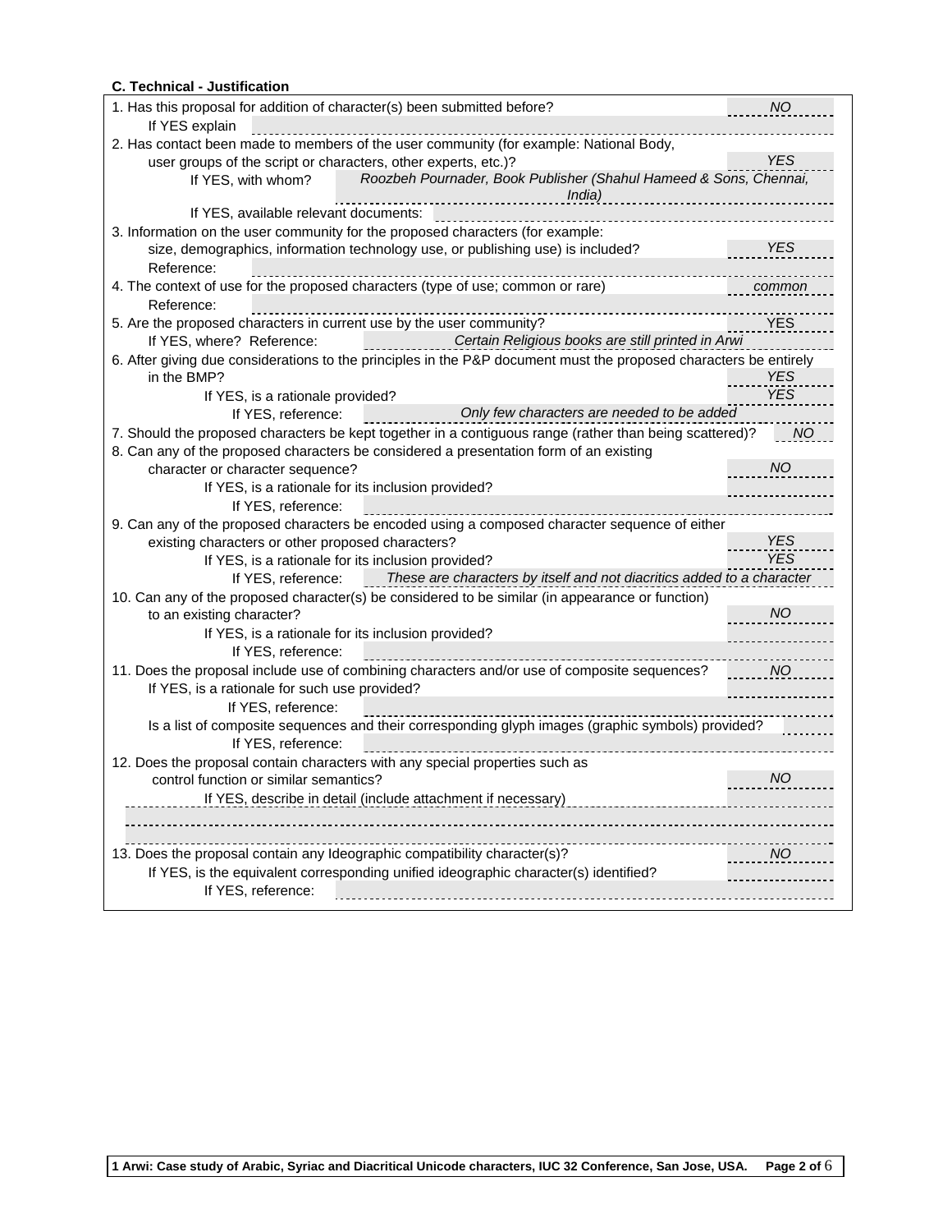**C. Technical - Justification**

1. Has this proposal for addition of character(s) been submitted before? *NO*
   If YES explain
2. Has contact been made to members of the user community (for example: National Body, user groups of the script or characters, other experts, etc.)? *YES*
   If YES, with whom? *Roozbeh Pournader, Book Publisher (Shahul Hameed & Sons, Chennai, India)*
   If YES, available relevant documents:
3. Information on the user community for the proposed characters (for example: size, demographics, information technology use, or publishing use) is included? *YES*
   Reference:
4. The context of use for the proposed characters (type of use; common or rare) *common*
   Reference:
5. Are the proposed characters in current use by the user community? YES
   If YES, where? Reference: *Certain Religious books are still printed in Arwi*
6. After giving due considerations to the principles in the P&P document must the proposed characters be entirely in the BMP? *YES*
   If YES, is a rationale provided? *YES*
   If YES, reference: *Only few characters are needed to be added*
7. Should the proposed characters be kept together in a contiguous range (rather than being scattered)? *NO*
8. Can any of the proposed characters be considered a presentation form of an existing character or character sequence? *NO*
   If YES, is a rationale for its inclusion provided?
   If YES, reference:
9. Can any of the proposed characters be encoded using a composed character sequence of either existing characters or other proposed characters? *YES*
   If YES, is a rationale for its inclusion provided? *YES*
   If YES, reference: *These are characters by itself and not diacritics added to a character*
10. Can any of the proposed character(s) be considered to be similar (in appearance or function) to an existing character? *NO*
    If YES, is a rationale for its inclusion provided?
    If YES, reference:
11. Does the proposal include use of combining characters and/or use of composite sequences? *NO*
    If YES, is a rationale for such use provided?
    If YES, reference:
    Is a list of composite sequences and their corresponding glyph images (graphic symbols) provided?
    If YES, reference:
12. Does the proposal contain characters with any special properties such as control function or similar semantics? *NO*
    If YES, describe in detail (include attachment if necessary)
13. Does the proposal contain any Ideographic compatibility character(s)? *NO*
    If YES, is the equivalent corresponding unified ideographic character(s) identified?
    If YES, reference: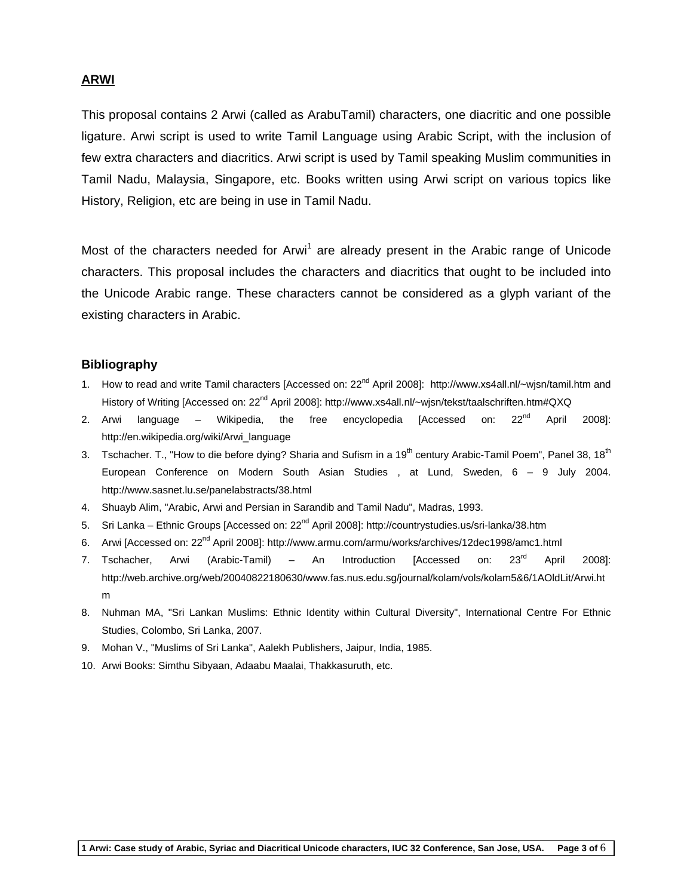## ARWI

This proposal contains 2 Arwi (called as ArabuTamil) characters, one diacritic and one possible ligature. Arwi script is used to write Tamil Language using Arabic Script, with the inclusion of few extra characters and diacritics. Arwi script is used by Tamil speaking Muslim communities in Tamil Nadu, Malaysia, Singapore, etc. Books written using Arwi script on various topics like History, Religion, etc are being in use in Tamil Nadu.

Most of the characters needed for Arwi[1] are already present in the Arabic range of Unicode characters. This proposal includes the characters and diacritics that ought to be included into the Unicode Arabic range. These characters cannot be considered as a glyph variant of the existing characters in Arabic.

### Bibliography

1. How to read and write Tamil characters [Accessed on: 22nd April 2008]: http://www.xs4all.nl/~wjsn/tamil.htm and History of Writing [Accessed on: 22nd April 2008]: http://www.xs4all.nl/~wjsn/tekst/taalschriften.htm#QXQ
2. Arwi language – Wikipedia, the free encyclopedia [Accessed on: 22nd April 2008]: http://en.wikipedia.org/wiki/Arwi_language
3. Tschacher. T., "How to die before dying? Sharia and Sufism in a 19th century Arabic-Tamil Poem", Panel 38, 18th European Conference on Modern South Asian Studies , at Lund, Sweden, 6 – 9 July 2004. http://www.sasnet.lu.se/panelabstracts/38.html
4. Shuayb Alim, "Arabic, Arwi and Persian in Sarandib and Tamil Nadu", Madras, 1993.
5. Sri Lanka – Ethnic Groups [Accessed on: 22nd April 2008]: http://countrystudies.us/sri-lanka/38.htm
6. Arwi [Accessed on: 22nd April 2008]: http://www.armu.com/armu/works/archives/12dec1998/amc1.html
7. Tschacher, Arwi (Arabic-Tamil) – An Introduction [Accessed on: 23rd April 2008]: http://web.archive.org/web/20040822180630/www.fas.nus.edu.sg/journal/kolam/vols/kolam5&6/1AOldLit/Arwi.htm
8. Nuhman MA, "Sri Lankan Muslims: Ethnic Identity within Cultural Diversity", International Centre For Ethnic Studies, Colombo, Sri Lanka, 2007.
9. Mohan V., "Muslims of Sri Lanka", Aalekh Publishers, Jaipur, India, 1985.
10. Arwi Books: Simthu Sibyaan, Adaabu Maalai, Thakkasuruth, etc.

1 Arwi: Case study of Arabic, Syriac and Diacritical Unicode characters, IUC 32 Conference, San Jose, USA.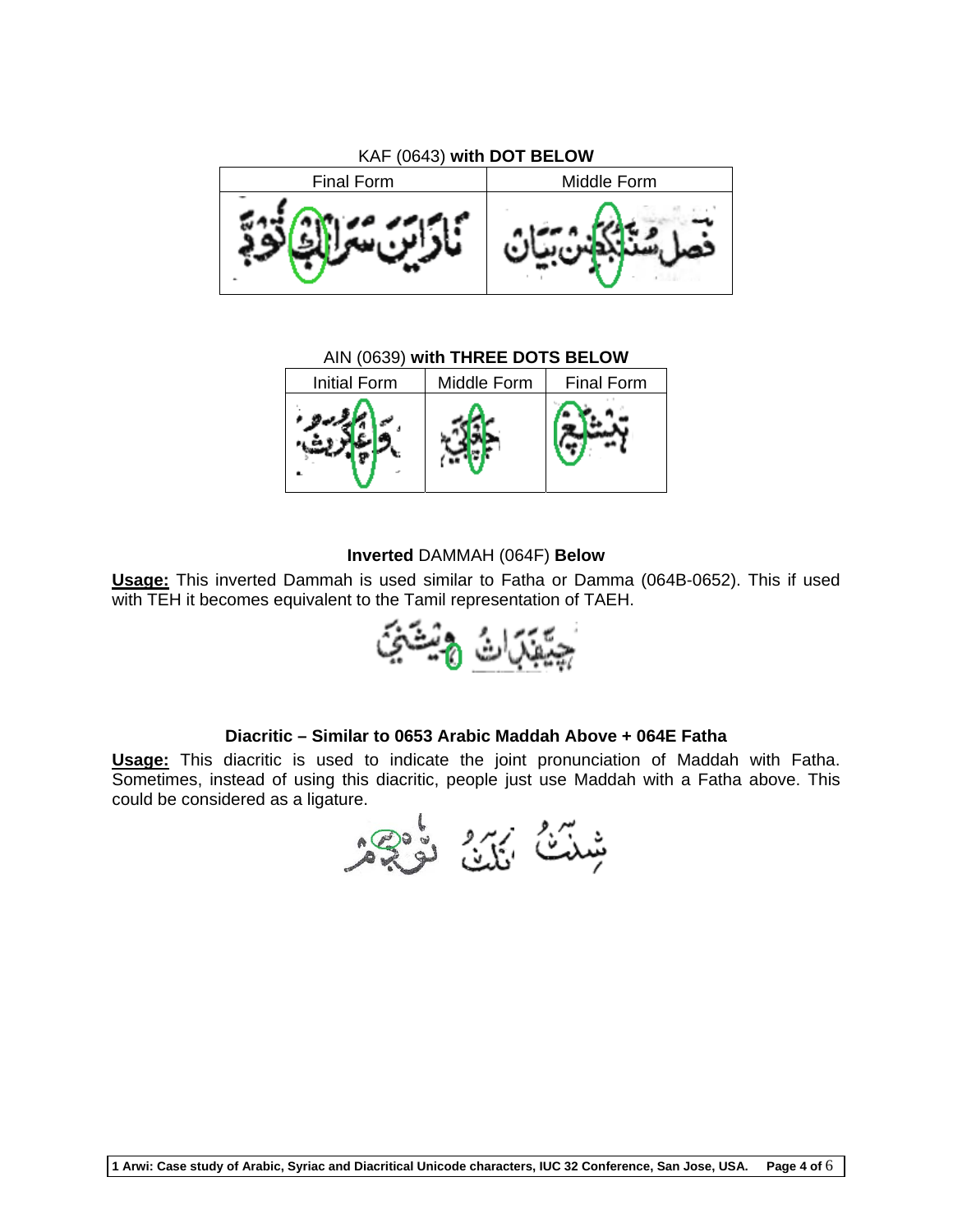KAF (0643) **with DOT BELOW**

| Final Form | Middle Form |
| --- | --- |
| | |

AIN (0639) **with THREE DOTS BELOW**

| Initial Form | Middle Form | Final Form |
| --- | --- | --- |
| | | |

**Inverted** DAMMAH (064F) **Below**

**Usage:** This inverted Dammah is used similar to Fatha or Damma (064B-0652). This if used with TEH it becomes equivalent to the Tamil representation of TAEH.

**Diacritic – Similar to 0653 Arabic Maddah Above + 064E Fatha**

**Usage:** This diacritic is used to indicate the joint pronunciation of Maddah with Fatha. Sometimes, instead of using this diacritic, people just use Maddah with a Fatha above. This could be considered as a ligature.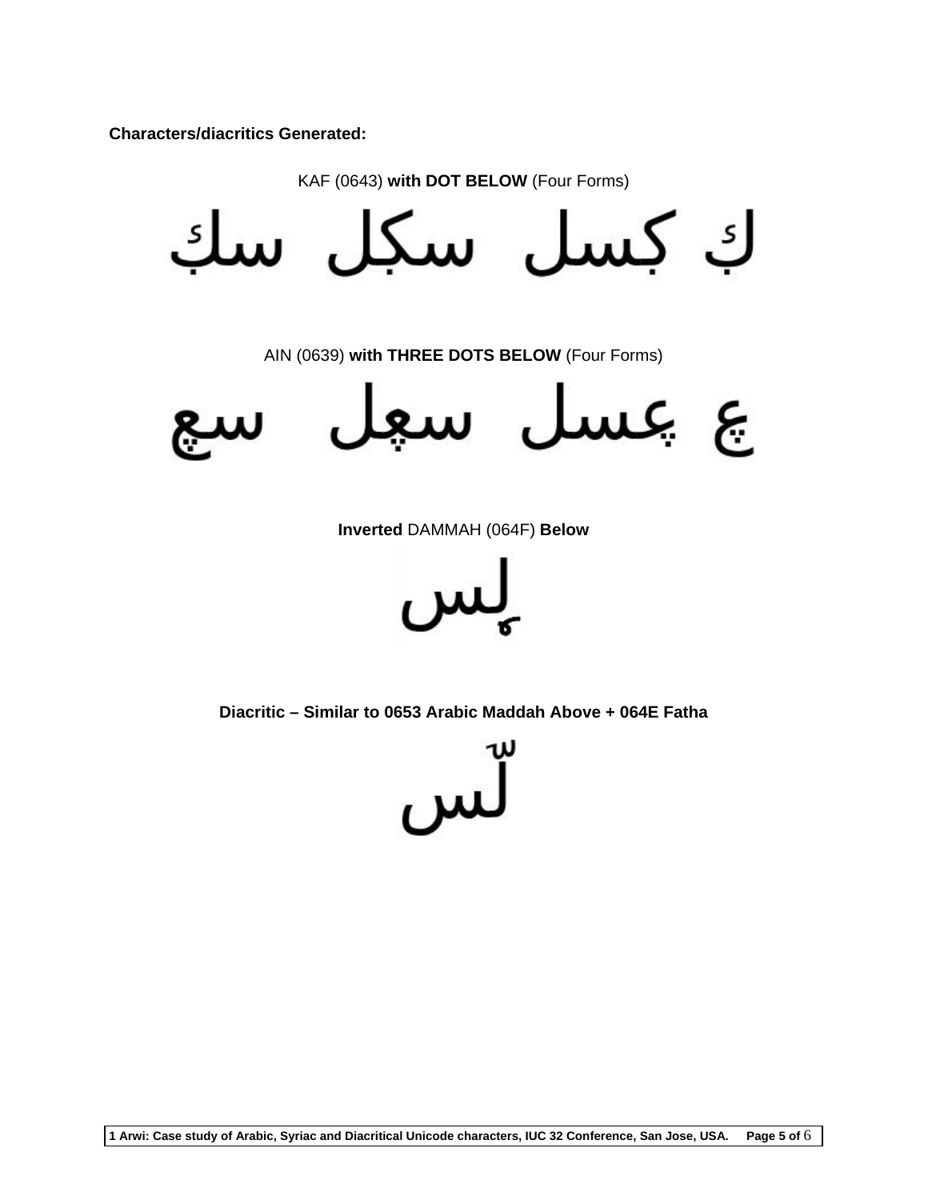**Characters/diacritics Generated:**

KAF (0643) **with DOT BELOW** (Four Forms)

ڬ ڬسل سڬل سڬ

AIN (0639) **with THREE DOTS BELOW** (Four Forms)

ۼ ۼسل سۼل سۼ

**Inverted** DAMMAH (064F) **Below**

لٖس

**Diacritic – Similar to 0653 Arabic Maddah Above + 064E Fatha**

لٓس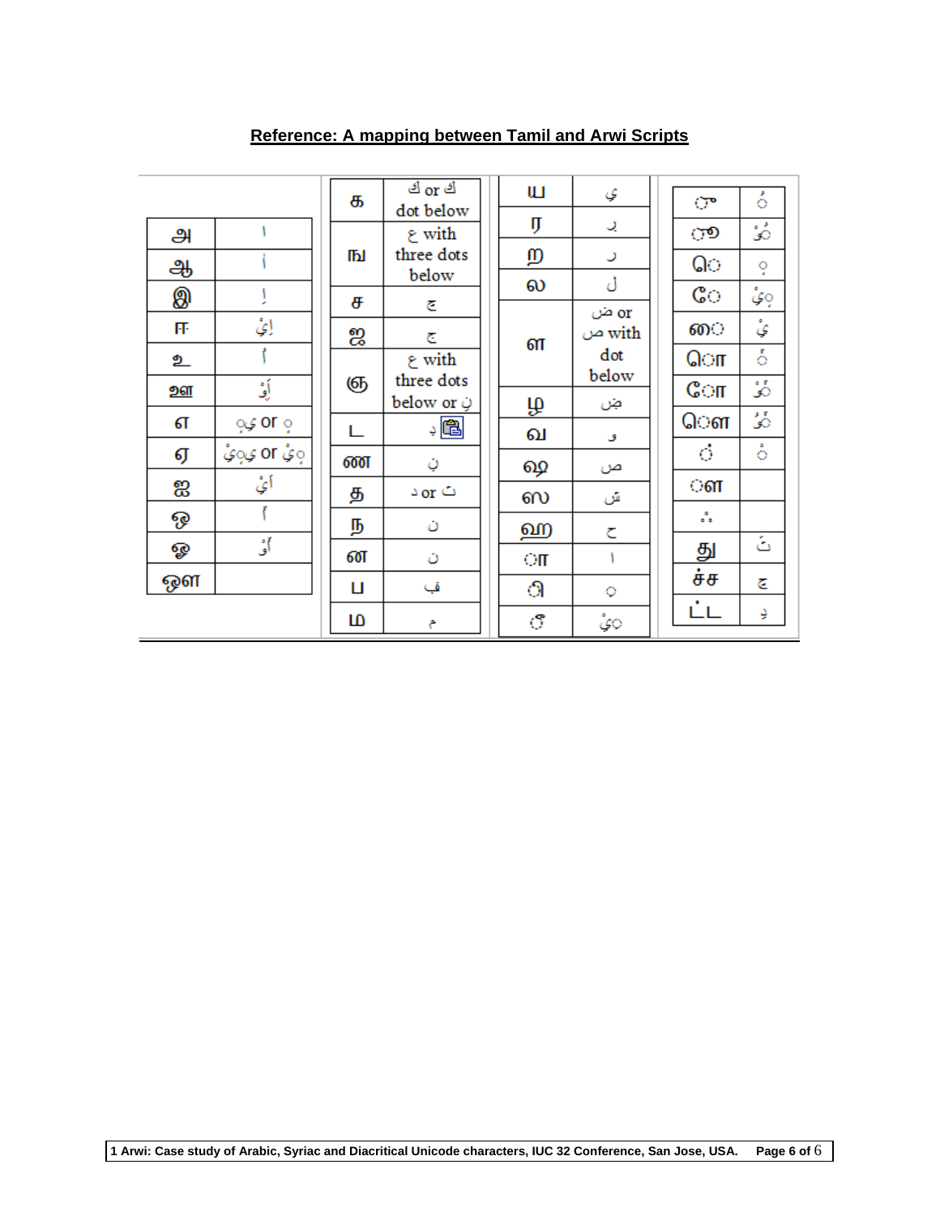**Reference: A mapping between Tamil and Arwi Scripts**

| | |
|---|---|
| அ | ا |
| ஆ | آ |
| இ | اِ |
| ஈ | اِيْ |
| உ | اُ |
| ஊ | اُوْ |
| எ | ےِ or ىِ |
| ஏ | ىٖيْ or ےٖيْ |
| ஐ | اَيْ |
| ஒ | اُ |
| ஓ | اُوْ |
| ஔ | |

| | |
|---|---|
| க | ك or ك dot below |
| ங | ع with three dots below |
| ச | چ |
| ஜ | ج |
| ஞ | ع with three dots below or ڽ |
| ட | ڊ |
| ண | ڹ |
| த | ت or د |
| ந | ن |
| ன | ن |
| ப | ڤ |
| ம | م |

| | |
|---|---|
| ய | ي |
| ர | ر |
| ற | ر |
| ல | ل |
| ள | ض or ص with dot below |
| ழ | ظ |
| வ | و |
| ஷ | ص |
| ஸ | س |
| ஹ | ح |
| ா | ا |
| ி | ِ |
| ீ | ِيْ |

| | |
|---|---|
| ு | ُ |
| ூ | ُوْ |
| ெ | ِ |
| ே | ِيْ |
| ை | َيْ |
| ொ | ُ |
| ோ | ُوْ |
| ௌ | ُوْ |
| ் | ْ |
| ௗ | |
| ஃ | |
| து | ثُ |
| ச்ச | چ |
| ட்ட | ڊّ |